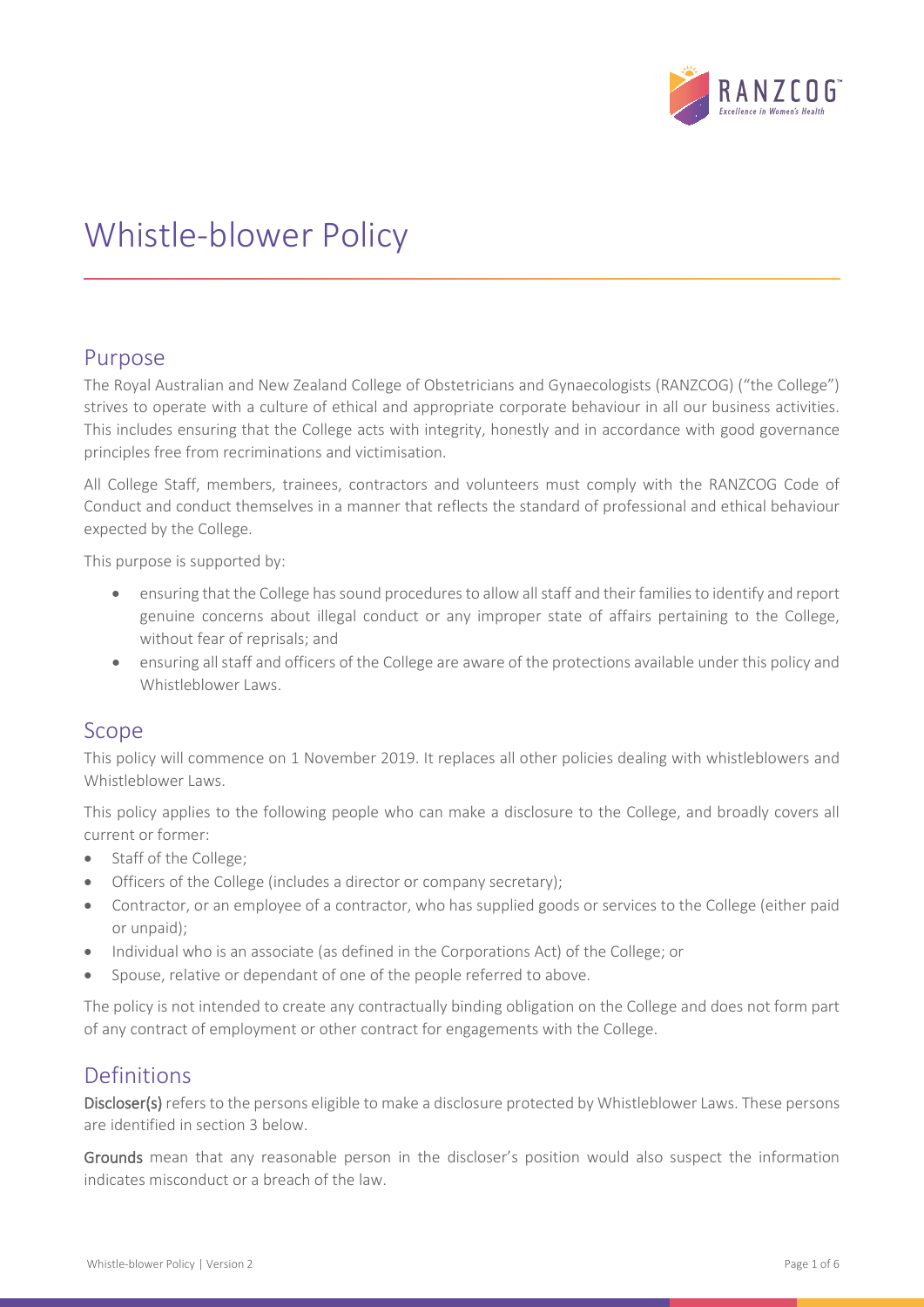# Whistle-blower Policy

## Purpose

The Royal Australian and New Zealand College of Obstetricians and Gynaecologists (RANZCOG) ("the College") strives to operate with a culture of ethical and appropriate corporate behaviour in all our business activities. This includes ensuring that the College acts with integrity, honestly and in accordance with good governance principles free from recriminations and victimisation.

All College Staff, members, trainees, contractors and volunteers must comply with the RANZCOG Code of Conduct and conduct themselves in a manner that reflects the standard of professional and ethical behaviour expected by the College.

This purpose is supported by:

- ensuring that the College has sound procedures to allow all staff and their families to identify and report genuine concerns about illegal conduct or any improper state of affairs pertaining to the College, without fear of reprisals; and
- ensuring all staff and officers of the College are aware of the protections available under this policy and Whistleblower Laws.

## Scope

This policy will commence on 1 November 2019. It replaces all other policies dealing with whistleblowers and Whistleblower Laws.

This policy applies to the following people who can make a disclosure to the College, and broadly covers all current or former:

- Staff of the College;
- Officers of the College (includes a director or company secretary);
- Contractor, or an employee of a contractor, who has supplied goods or services to the College (either paid or unpaid);
- Individual who is an associate (as defined in the Corporations Act) of the College; or
- Spouse, relative or dependant of one of the people referred to above.

The policy is not intended to create any contractually binding obligation on the College and does not form part of any contract of employment or other contract for engagements with the College.

## Definitions

**Discloser(s)** refers to the persons eligible to make a disclosure protected by Whistleblower Laws. These persons are identified in section 3 below.

**Grounds** mean that any reasonable person in the discloser's position would also suspect the information indicates misconduct or a breach of the law.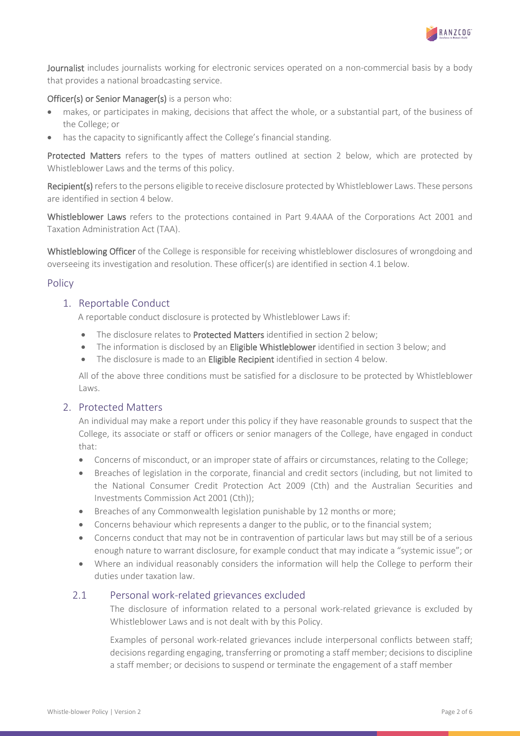**Journalist** includes journalists working for electronic services operated on a non-commercial basis by a body that provides a national broadcasting service.

**Officer(s) or Senior Manager(s)** is a person who:

- makes, or participates in making, decisions that affect the whole, or a substantial part, of the business of the College; or
- has the capacity to significantly affect the College's financial standing.

**Protected Matters** refers to the types of matters outlined at section 2 below, which are protected by Whistleblower Laws and the terms of this policy.

**Recipient(s)** refers to the persons eligible to receive disclosure protected by Whistleblower Laws. These persons are identified in section 4 below.

**Whistleblower Laws** refers to the protections contained in Part 9.4AAA of the Corporations Act 2001 and Taxation Administration Act (TAA).

**Whistleblowing Officer** of the College is responsible for receiving whistleblower disclosures of wrongdoing and overseeing its investigation and resolution. These officer(s) are identified in section 4.1 below.

## Policy

### 1. Reportable Conduct

A reportable conduct disclosure is protected by Whistleblower Laws if:

- The disclosure relates to **Protected Matters** identified in section 2 below;
- The information is disclosed by an **Eligible Whistleblower** identified in section 3 below; and
- The disclosure is made to an **Eligible Recipient** identified in section 4 below.

All of the above three conditions must be satisfied for a disclosure to be protected by Whistleblower Laws.

### 2. Protected Matters

An individual may make a report under this policy if they have reasonable grounds to suspect that the College, its associate or staff or officers or senior managers of the College, have engaged in conduct that:

- Concerns of misconduct, or an improper state of affairs or circumstances, relating to the College;
- Breaches of legislation in the corporate, financial and credit sectors (including, but not limited to the National Consumer Credit Protection Act 2009 (Cth) and the Australian Securities and Investments Commission Act 2001 (Cth));
- Breaches of any Commonwealth legislation punishable by 12 months or more;
- Concerns behaviour which represents a danger to the public, or to the financial system;
- Concerns conduct that may not be in contravention of particular laws but may still be of a serious enough nature to warrant disclosure, for example conduct that may indicate a "systemic issue"; or
- Where an individual reasonably considers the information will help the College to perform their duties under taxation law.

#### 2.1 Personal work-related grievances excluded

The disclosure of information related to a personal work-related grievance is excluded by Whistleblower Laws and is not dealt with by this Policy.

Examples of personal work-related grievances include interpersonal conflicts between staff; decisions regarding engaging, transferring or promoting a staff member; decisions to discipline a staff member; or decisions to suspend or terminate the engagement of a staff member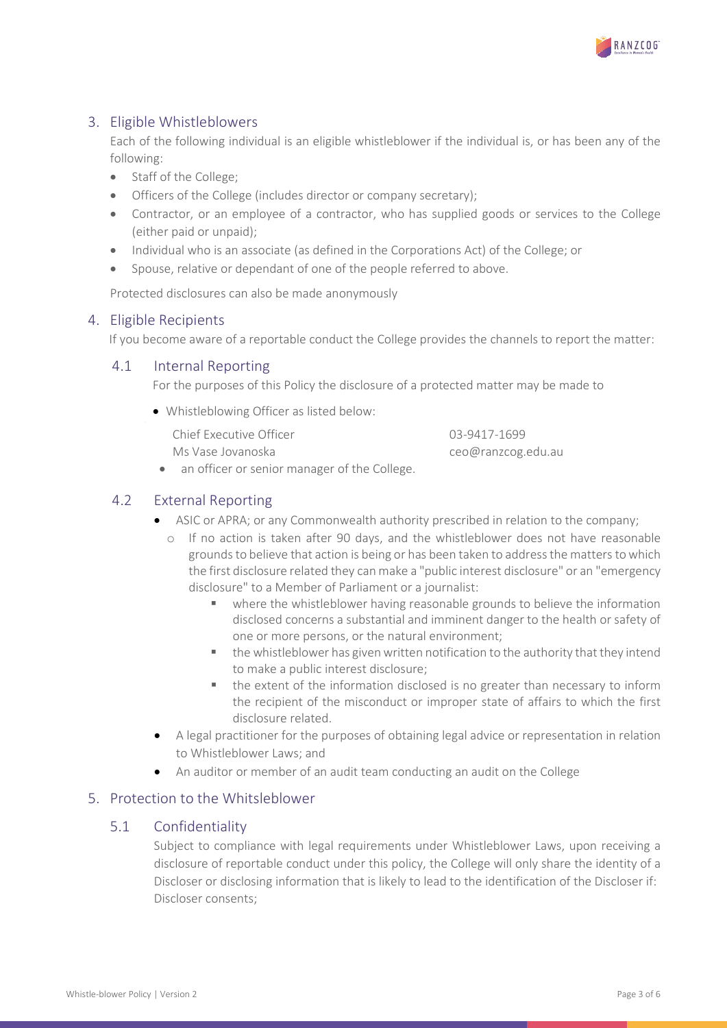## 3. Eligible Whistleblowers

Each of the following individual is an eligible whistleblower if the individual is, or has been any of the following:

- Staff of the College;
- Officers of the College (includes director or company secretary);
- Contractor, or an employee of a contractor, who has supplied goods or services to the College (either paid or unpaid);
- Individual who is an associate (as defined in the Corporations Act) of the College; or
- Spouse, relative or dependant of one of the people referred to above.

Protected disclosures can also be made anonymously

## 4. Eligible Recipients

If you become aware of a reportable conduct the College provides the channels to report the matter:

### 4.1 Internal Reporting

For the purposes of this Policy the disclosure of a protected matter may be made to

- Whistleblowing Officer as listed below:

  Chief Executive Officer — 03-9417-1699
  Ms Vase Jovanoska — ceo@ranzcog.edu.au

- an officer or senior manager of the College.

### 4.2 External Reporting

- ASIC or APRA; or any Commonwealth authority prescribed in relation to the company;
  - If no action is taken after 90 days, and the whistleblower does not have reasonable grounds to believe that action is being or has been taken to address the matters to which the first disclosure related they can make a "public interest disclosure" or an "emergency disclosure" to a Member of Parliament or a journalist:
    - where the whistleblower having reasonable grounds to believe the information disclosed concerns a substantial and imminent danger to the health or safety of one or more persons, or the natural environment;
    - the whistleblower has given written notification to the authority that they intend to make a public interest disclosure;
    - the extent of the information disclosed is no greater than necessary to inform the recipient of the misconduct or improper state of affairs to which the first disclosure related.
- A legal practitioner for the purposes of obtaining legal advice or representation in relation to Whistleblower Laws; and
- An auditor or member of an audit team conducting an audit on the College

## 5. Protection to the Whitsleblower

### 5.1 Confidentiality

Subject to compliance with legal requirements under Whistleblower Laws, upon receiving a disclosure of reportable conduct under this policy, the College will only share the identity of a Discloser or disclosing information that is likely to lead to the identification of the Discloser if: Discloser consents;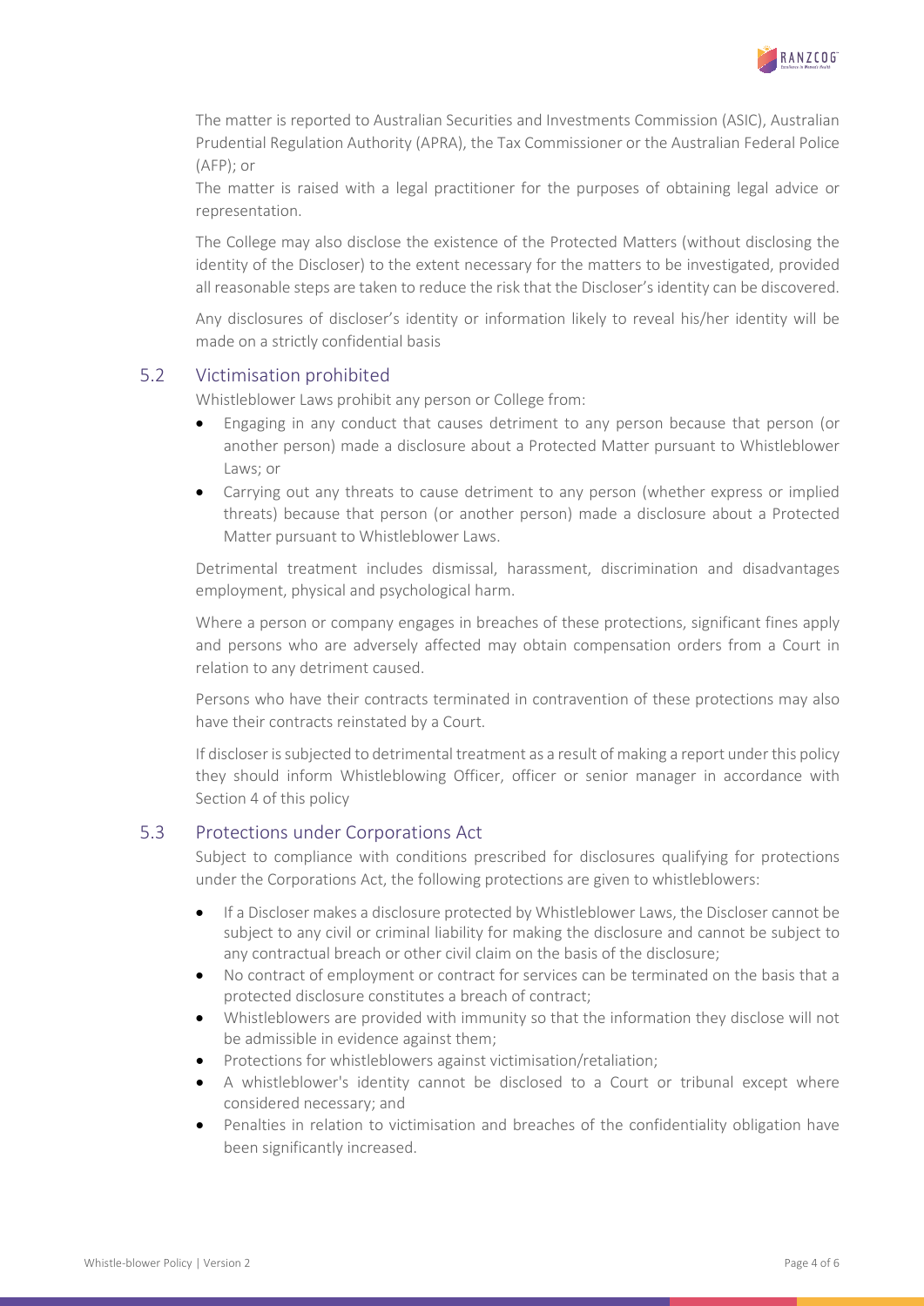The matter is reported to Australian Securities and Investments Commission (ASIC), Australian Prudential Regulation Authority (APRA), the Tax Commissioner or the Australian Federal Police (AFP); or

The matter is raised with a legal practitioner for the purposes of obtaining legal advice or representation.

The College may also disclose the existence of the Protected Matters (without disclosing the identity of the Discloser) to the extent necessary for the matters to be investigated, provided all reasonable steps are taken to reduce the risk that the Discloser's identity can be discovered.

Any disclosures of discloser's identity or information likely to reveal his/her identity will be made on a strictly confidential basis

## 5.2 Victimisation prohibited

Whistleblower Laws prohibit any person or College from:

- Engaging in any conduct that causes detriment to any person because that person (or another person) made a disclosure about a Protected Matter pursuant to Whistleblower Laws; or
- Carrying out any threats to cause detriment to any person (whether express or implied threats) because that person (or another person) made a disclosure about a Protected Matter pursuant to Whistleblower Laws.

Detrimental treatment includes dismissal, harassment, discrimination and disadvantages employment, physical and psychological harm.

Where a person or company engages in breaches of these protections, significant fines apply and persons who are adversely affected may obtain compensation orders from a Court in relation to any detriment caused.

Persons who have their contracts terminated in contravention of these protections may also have their contracts reinstated by a Court.

If discloser is subjected to detrimental treatment as a result of making a report under this policy they should inform Whistleblowing Officer, officer or senior manager in accordance with Section 4 of this policy

## 5.3 Protections under Corporations Act

Subject to compliance with conditions prescribed for disclosures qualifying for protections under the Corporations Act, the following protections are given to whistleblowers:

- If a Discloser makes a disclosure protected by Whistleblower Laws, the Discloser cannot be subject to any civil or criminal liability for making the disclosure and cannot be subject to any contractual breach or other civil claim on the basis of the disclosure;
- No contract of employment or contract for services can be terminated on the basis that a protected disclosure constitutes a breach of contract;
- Whistleblowers are provided with immunity so that the information they disclose will not be admissible in evidence against them;
- Protections for whistleblowers against victimisation/retaliation;
- A whistleblower's identity cannot be disclosed to a Court or tribunal except where considered necessary; and
- Penalties in relation to victimisation and breaches of the confidentiality obligation have been significantly increased.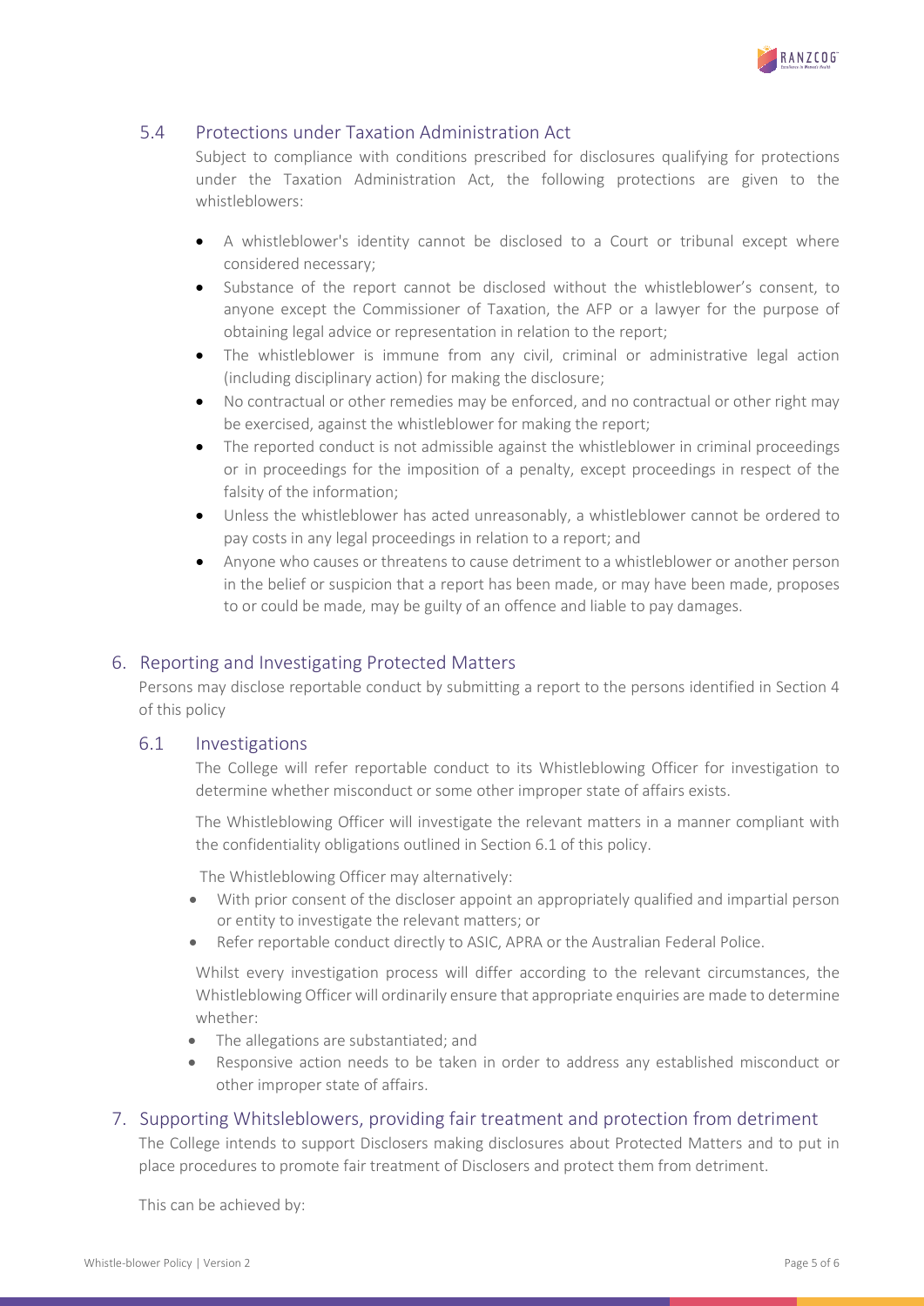### 5.4 Protections under Taxation Administration Act

Subject to compliance with conditions prescribed for disclosures qualifying for protections under the Taxation Administration Act, the following protections are given to the whistleblowers:

- A whistleblower's identity cannot be disclosed to a Court or tribunal except where considered necessary;
- Substance of the report cannot be disclosed without the whistleblower's consent, to anyone except the Commissioner of Taxation, the AFP or a lawyer for the purpose of obtaining legal advice or representation in relation to the report;
- The whistleblower is immune from any civil, criminal or administrative legal action (including disciplinary action) for making the disclosure;
- No contractual or other remedies may be enforced, and no contractual or other right may be exercised, against the whistleblower for making the report;
- The reported conduct is not admissible against the whistleblower in criminal proceedings or in proceedings for the imposition of a penalty, except proceedings in respect of the falsity of the information;
- Unless the whistleblower has acted unreasonably, a whistleblower cannot be ordered to pay costs in any legal proceedings in relation to a report; and
- Anyone who causes or threatens to cause detriment to a whistleblower or another person in the belief or suspicion that a report has been made, or may have been made, proposes to or could be made, may be guilty of an offence and liable to pay damages.

## 6. Reporting and Investigating Protected Matters

Persons may disclose reportable conduct by submitting a report to the persons identified in Section 4 of this policy

### 6.1 Investigations

The College will refer reportable conduct to its Whistleblowing Officer for investigation to determine whether misconduct or some other improper state of affairs exists.

The Whistleblowing Officer will investigate the relevant matters in a manner compliant with the confidentiality obligations outlined in Section 6.1 of this policy.

The Whistleblowing Officer may alternatively:

- With prior consent of the discloser appoint an appropriately qualified and impartial person or entity to investigate the relevant matters; or
- Refer reportable conduct directly to ASIC, APRA or the Australian Federal Police.

Whilst every investigation process will differ according to the relevant circumstances, the Whistleblowing Officer will ordinarily ensure that appropriate enquiries are made to determine whether:

- The allegations are substantiated; and
- Responsive action needs to be taken in order to address any established misconduct or other improper state of affairs.

## 7. Supporting Whitsleblowers, providing fair treatment and protection from detriment

The College intends to support Disclosers making disclosures about Protected Matters and to put in place procedures to promote fair treatment of Disclosers and protect them from detriment.

This can be achieved by: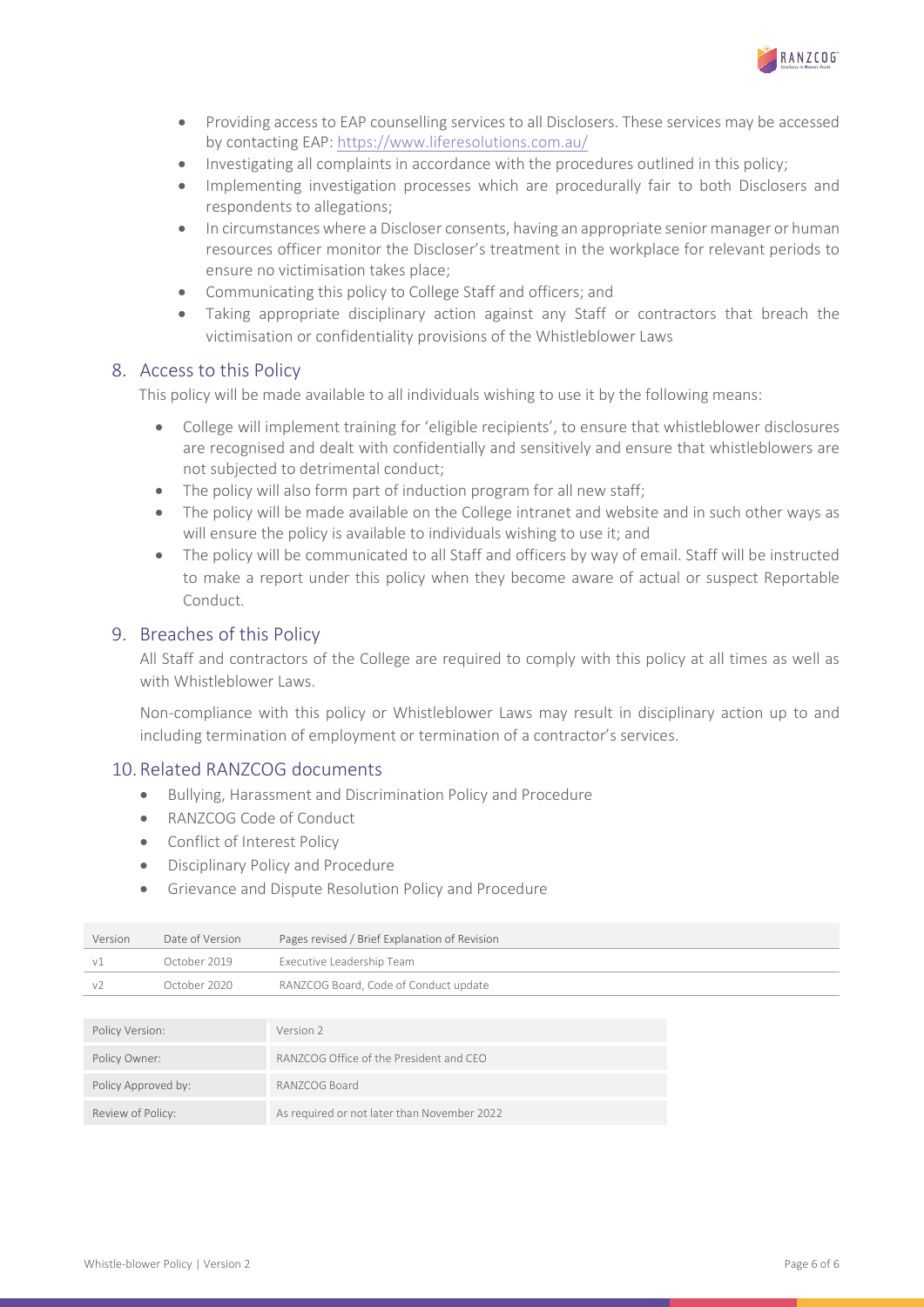- Providing access to EAP counselling services to all Disclosers. These services may be accessed by contacting EAP: https://www.liferesolutions.com.au/
- Investigating all complaints in accordance with the procedures outlined in this policy;
- Implementing investigation processes which are procedurally fair to both Disclosers and respondents to allegations;
- In circumstances where a Discloser consents, having an appropriate senior manager or human resources officer monitor the Discloser's treatment in the workplace for relevant periods to ensure no victimisation takes place;
- Communicating this policy to College Staff and officers; and
- Taking appropriate disciplinary action against any Staff or contractors that breach the victimisation or confidentiality provisions of the Whistleblower Laws

## 8. Access to this Policy

This policy will be made available to all individuals wishing to use it by the following means:

- College will implement training for 'eligible recipients', to ensure that whistleblower disclosures are recognised and dealt with confidentially and sensitively and ensure that whistleblowers are not subjected to detrimental conduct;
- The policy will also form part of induction program for all new staff;
- The policy will be made available on the College intranet and website and in such other ways as will ensure the policy is available to individuals wishing to use it; and
- The policy will be communicated to all Staff and officers by way of email. Staff will be instructed to make a report under this policy when they become aware of actual or suspect Reportable Conduct.

## 9. Breaches of this Policy

All Staff and contractors of the College are required to comply with this policy at all times as well as with Whistleblower Laws.

Non-compliance with this policy or Whistleblower Laws may result in disciplinary action up to and including termination of employment or termination of a contractor's services.

## 10. Related RANZCOG documents

- Bullying, Harassment and Discrimination Policy and Procedure
- RANZCOG Code of Conduct
- Conflict of Interest Policy
- Disciplinary Policy and Procedure
- Grievance and Dispute Resolution Policy and Procedure

| Version | Date of Version | Pages revised / Brief Explanation of Revision |
|---|---|---|
| v1 | October 2019 | Executive Leadership Team |
| v2 | October 2020 | RANZCOG Board, Code of Conduct update |

| | |
|---|---|
| Policy Version: | Version 2 |
| Policy Owner: | RANZCOG Office of the President and CEO |
| Policy Approved by: | RANZCOG Board |
| Review of Policy: | As required or not later than November 2022 |